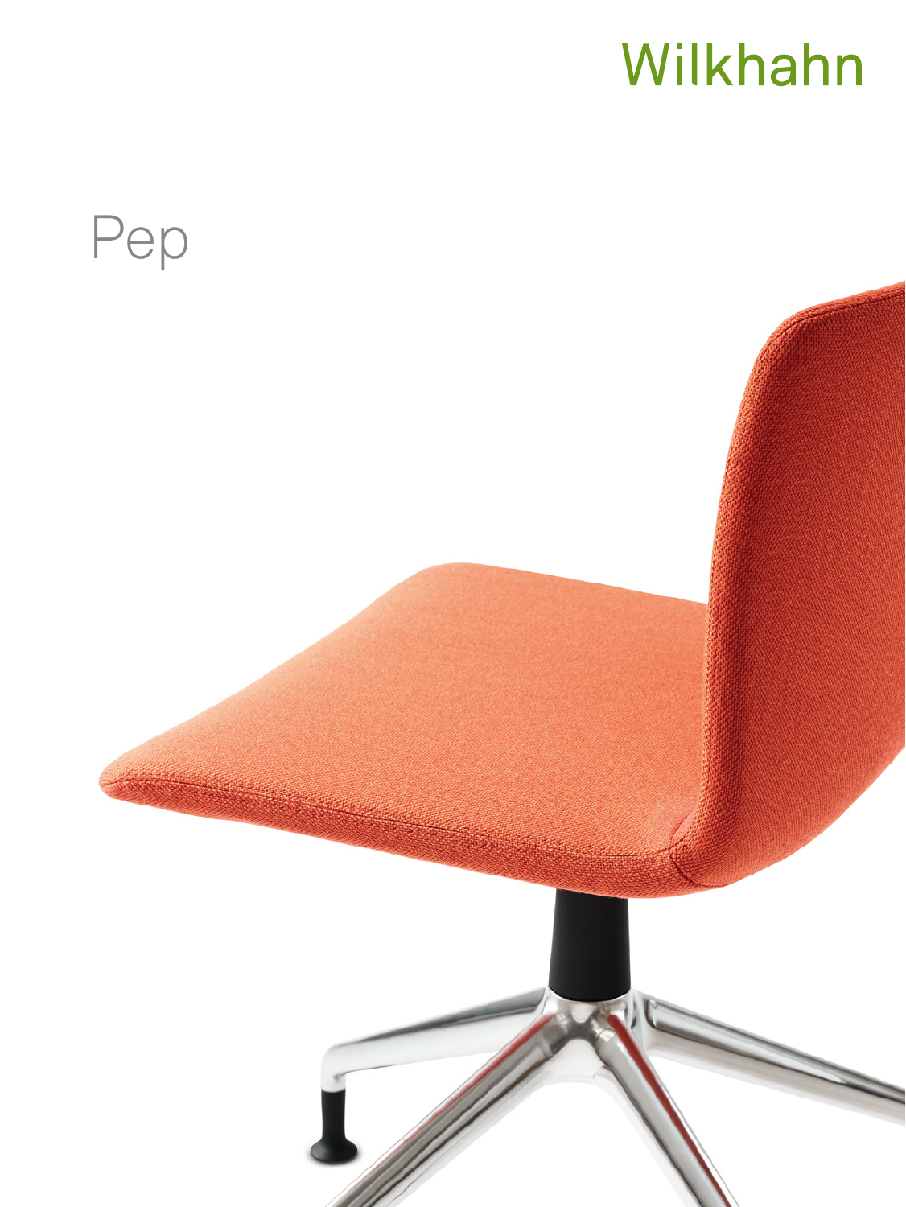Wilkhahn

# Pep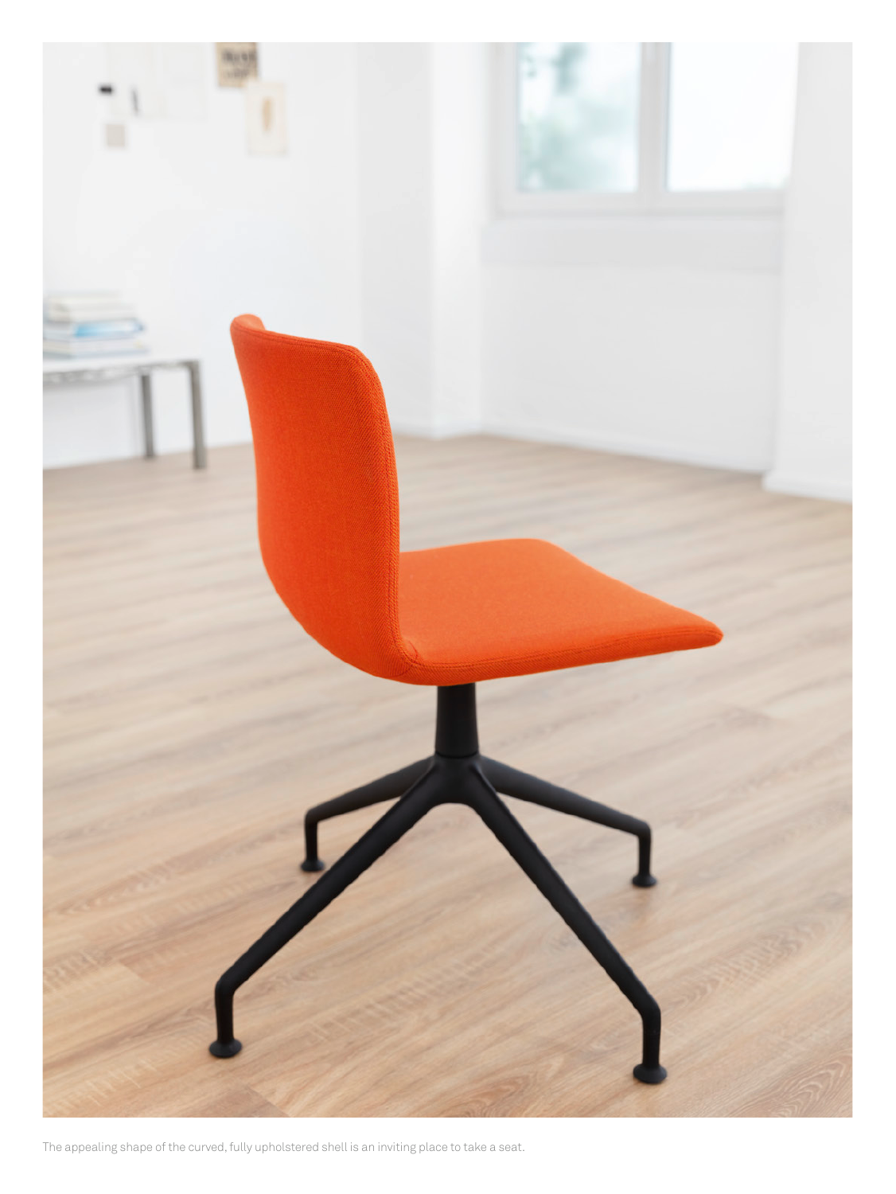The appealing shape of the curved, fully upholstered shell is an inviting place to take a seat.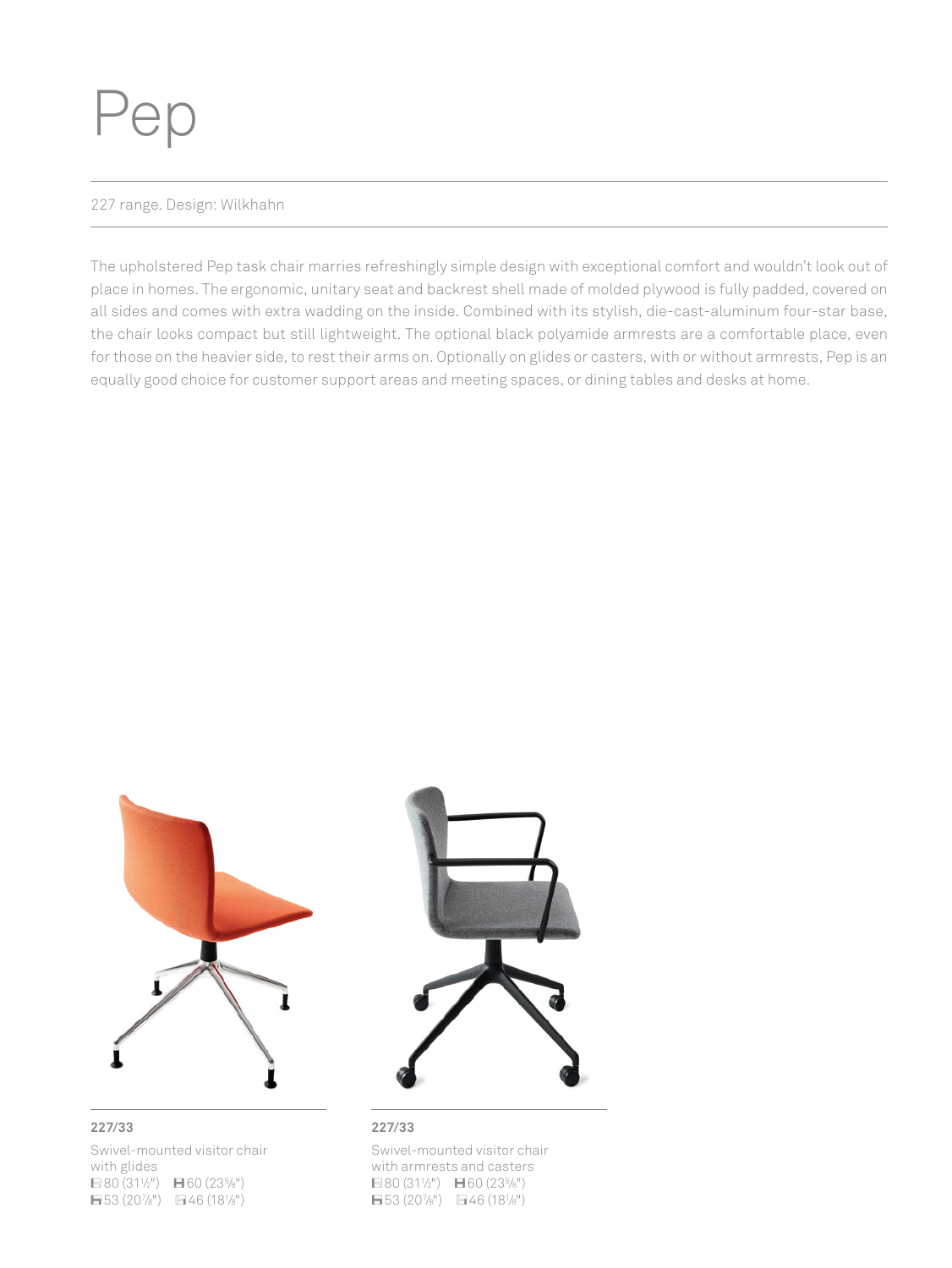# Pep

227 range. Design: Wilkhahn

The upholstered Pep task chair marries refreshingly simple design with exceptional comfort and wouldn't look out of place in homes. The ergonomic, unitary seat and backrest shell made of molded plywood is fully padded, covered on all sides and comes with extra wadding on the inside. Combined with its stylish, die-cast-aluminum four-star base, the chair looks compact but still lightweight. The optional black polyamide armrests are a comfortable place, even for those on the heavier side, to rest their arms on. Optionally on glides or casters, with or without armrests, Pep is an equally good choice for customer support areas and meeting spaces, or dining tables and desks at home.

**227/33**

Swivel-mounted visitor chair with glides
80 (31½")  60 (23⅝")
53 (20⅞")  46 (18⅛")

**227/33**

Swivel-mounted visitor chair with armrests and casters
80 (31½")  60 (23⅝")
53 (20⅞")  46 (18⅛")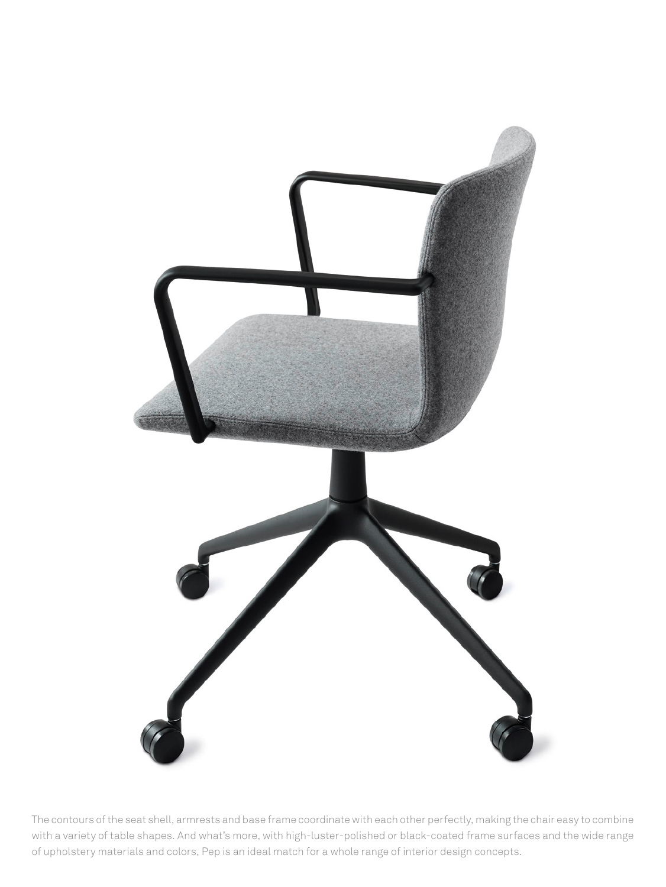The contours of the seat shell, armrests and base frame coordinate with each other perfectly, making the chair easy to combine with a variety of table shapes. And what's more, with high-luster-polished or black-coated frame surfaces and the wide range of upholstery materials and colors, Pep is an ideal match for a whole range of interior design concepts.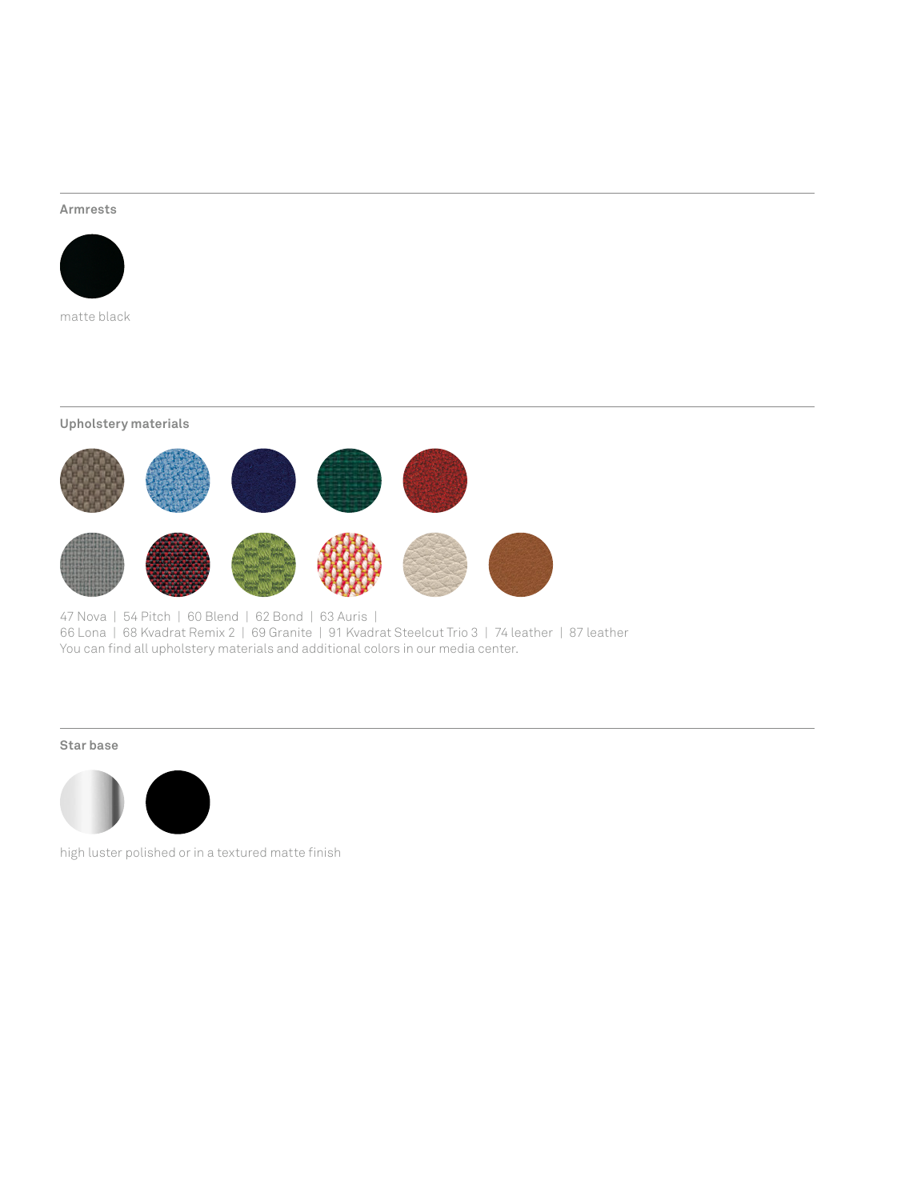## Armrests

matte black

## Upholstery materials

47 Nova | 54 Pitch | 60 Blend | 62 Bond | 63 Auris |
66 Lona | 68 Kvadrat Remix 2 | 69 Granite | 91 Kvadrat Steelcut Trio 3 | 74 leather | 87 leather
You can find all upholstery materials and additional colors in our media center.

## Star base

high luster polished or in a textured matte finish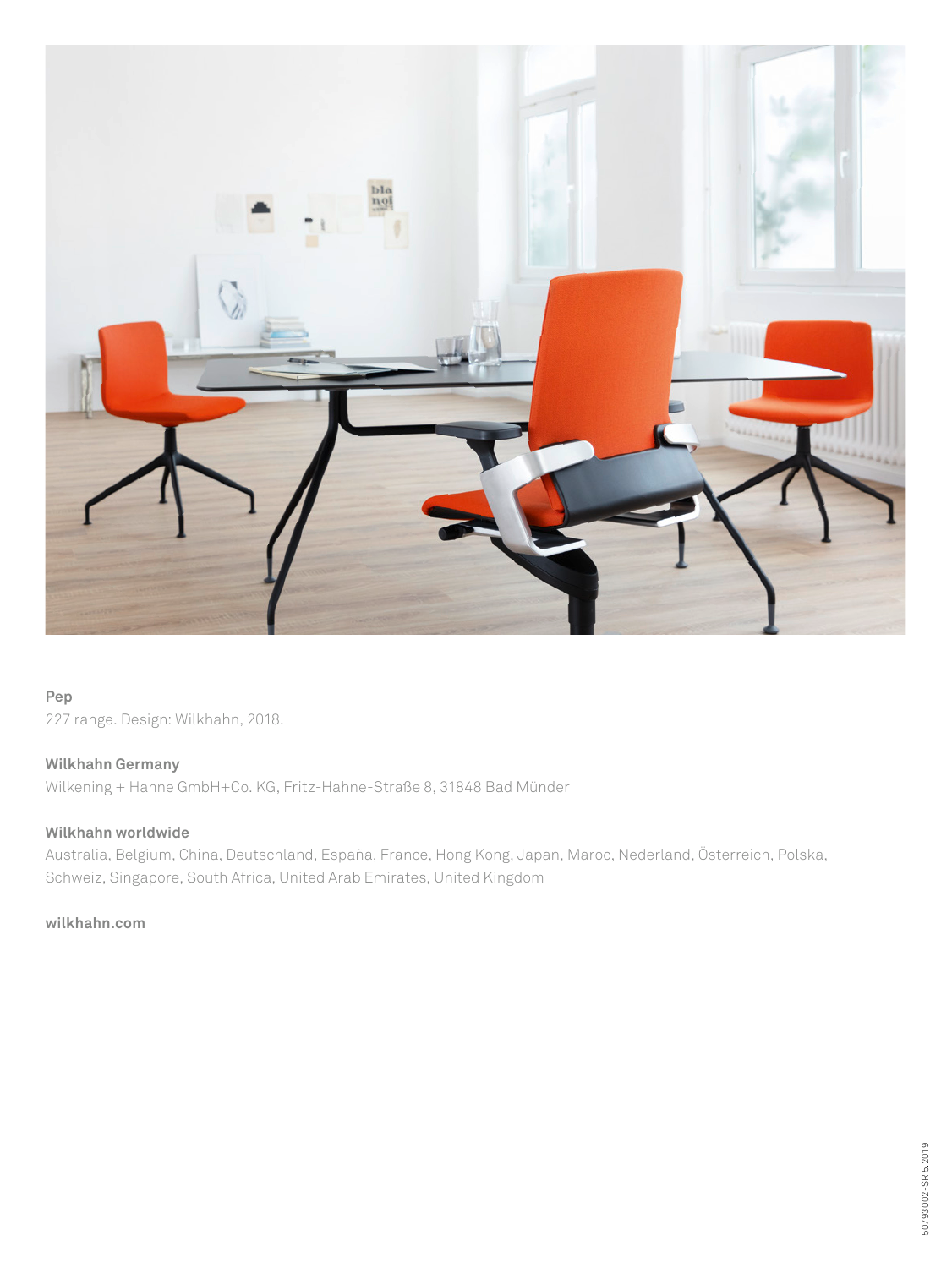**Pep**
227 range. Design: Wilkhahn, 2018.

**Wilkhahn Germany**
Wilkening + Hahne GmbH+Co. KG, Fritz-Hahne-Straße 8, 31848 Bad Münder

**Wilkhahn worldwide**
Australia, Belgium, China, Deutschland, España, France, Hong Kong, Japan, Maroc, Nederland, Österreich, Polska, Schweiz, Singapore, South Africa, United Arab Emirates, United Kingdom

**wilkhahn.com**

50793002-SR 5.2019